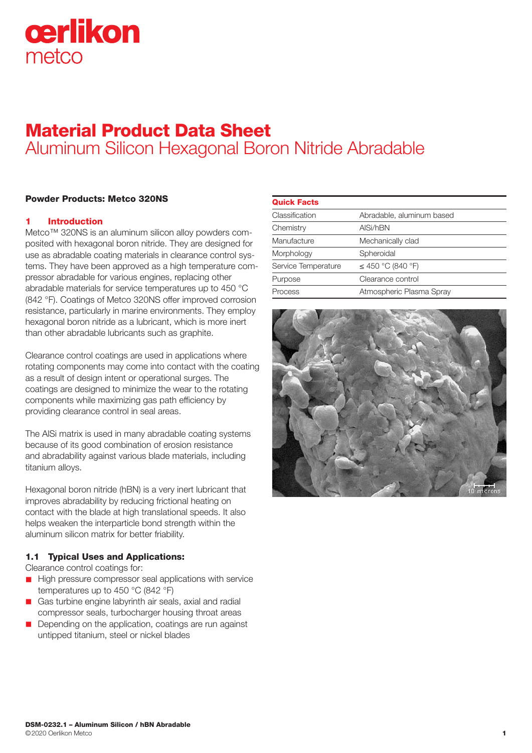# Material Product Data Sheet
## Aluminum Silicon Hexagonal Boron Nitride Abradable

**Powder Products: Metco 320NS**

### 1 Introduction

Metco™ 320NS is an aluminum silicon alloy powders composited with hexagonal boron nitride. They are designed for use as abradable coating materials in clearance control systems. They have been approved as a high temperature compressor abradable for various engines, replacing other abradable materials for service temperatures up to 450 °C (842 °F). Coatings of Metco 320NS offer improved corrosion resistance, particularly in marine environments. They employ hexagonal boron nitride as a lubricant, which is more inert than other abradable lubricants such as graphite.

Clearance control coatings are used in applications where rotating components may come into contact with the coating as a result of design intent or operational surges. The coatings are designed to minimize the wear to the rotating components while maximizing gas path efficiency by providing clearance control in seal areas.

The AlSi matrix is used in many abradable coating systems because of its good combination of erosion resistance and abradability against various blade materials, including titanium alloys.

Hexagonal boron nitride (hBN) is a very inert lubricant that improves abradability by reducing frictional heating on contact with the blade at high translational speeds. It also helps weaken the interparticle bond strength within the aluminum silicon matrix for better friability.

### 1.1 Typical Uses and Applications:

Clearance control coatings for:

- High pressure compressor seal applications with service temperatures up to 450 °C (842 °F)
- Gas turbine engine labyrinth air seals, axial and radial compressor seals, turbocharger housing throat areas
- Depending on the application, coatings are run against untipped titanium, steel or nickel blades

| Quick Facts | |
|---|---|
| Classification | Abradable, aluminum based |
| Chemistry | AlSi/hBN |
| Manufacture | Mechanically clad |
| Morphology | Spheroidal |
| Service Temperature | ≤ 450 °C (840 °F) |
| Purpose | Clearance control |
| Process | Atmospheric Plasma Spray |

DSM-0232.1 – Aluminum Silicon / hBN Abradable
©2020 Oerlikon Metco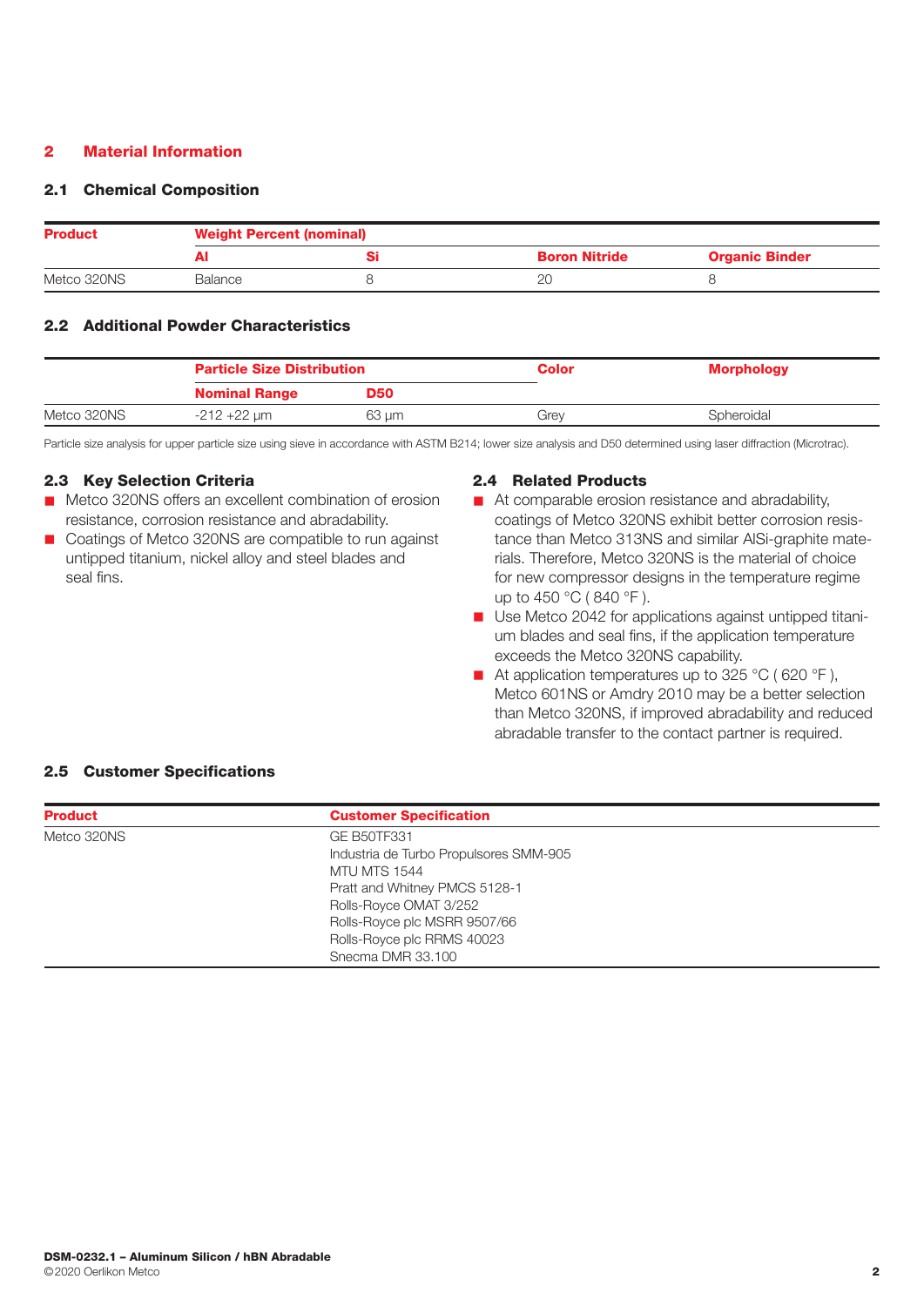## 2 Material Information

### 2.1 Chemical Composition

| Product | Weight Percent (nominal) | | | |
|---|---|---|---|---|
| | Al | Si | Boron Nitride | Organic Binder |
| Metco 320NS | Balance | 8 | 20 | 8 |

### 2.2 Additional Powder Characteristics

| | Particle Size Distribution | | Color | Morphology |
|---|---|---|---|---|
| | Nominal Range | D50 | | |
| Metco 320NS | -212 +22 µm | 63 µm | Grey | Spheroidal |

Particle size analysis for upper particle size using sieve in accordance with ASTM B214; lower size analysis and D50 determined using laser diffraction (Microtrac).

### 2.3 Key Selection Criteria

- Metco 320NS offers an excellent combination of erosion resistance, corrosion resistance and abradability.
- Coatings of Metco 320NS are compatible to run against untipped titanium, nickel alloy and steel blades and seal fins.

### 2.4 Related Products

- At comparable erosion resistance and abradability, coatings of Metco 320NS exhibit better corrosion resistance than Metco 313NS and similar AlSi-graphite materials. Therefore, Metco 320NS is the material of choice for new compressor designs in the temperature regime up to 450 °C ( 840 °F ).
- Use Metco 2042 for applications against untipped titanium blades and seal fins, if the application temperature exceeds the Metco 320NS capability.
- At application temperatures up to 325 °C ( 620 °F ), Metco 601NS or Amdry 2010 may be a better selection than Metco 320NS, if improved abradability and reduced abradable transfer to the contact partner is required.

### 2.5 Customer Specifications

| Product | Customer Specification |
|---|---|
| Metco 320NS | GE B50TF331<br>Industria de Turbo Propulsores SMM-905<br>MTU MTS 1544<br>Pratt and Whitney PMCS 5128-1<br>Rolls-Royce OMAT 3/252<br>Rolls-Royce plc MSRR 9507/66<br>Rolls-Royce plc RRMS 40023<br>Snecma DMR 33.100 |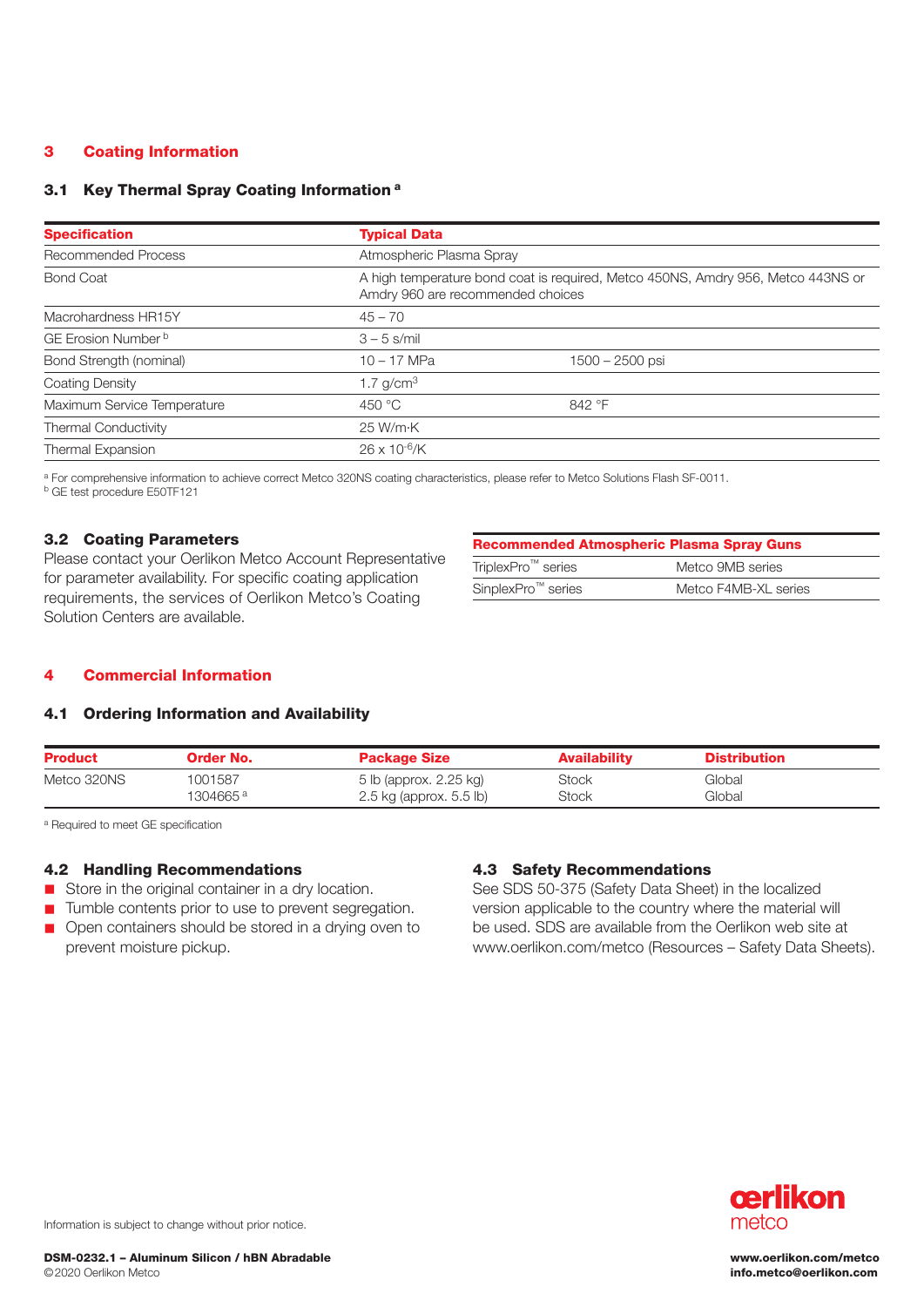# 3 Coating Information

## 3.1 Key Thermal Spray Coating Information [a]

| Specification | Typical Data | |
|---|---|---|
| Recommended Process | Atmospheric Plasma Spray | |
| Bond Coat | A high temperature bond coat is required, Metco 450NS, Amdry 956, Metco 443NS or Amdry 960 are recommended choices | |
| Macrohardness HR15Y | 45 – 70 | |
| GE Erosion Number [b] | 3 – 5 s/mil | |
| Bond Strength (nominal) | 10 – 17 MPa | 1500 – 2500 psi |
| Coating Density | 1.7 g/cm$^3$ | |
| Maximum Service Temperature | 450 °C | 842 °F |
| Thermal Conductivity | 25 W/m·K | |
| Thermal Expansion | 26 x $10^{-6}$/K | |

[a] For comprehensive information to achieve correct Metco 320NS coating characteristics, please refer to Metco Solutions Flash SF-0011.
[b] GE test procedure E50TF121

## 3.2 Coating Parameters

Please contact your Oerlikon Metco Account Representative for parameter availability. For specific coating application requirements, the services of Oerlikon Metco's Coating Solution Centers are available.

| Recommended Atmospheric Plasma Spray Guns | |
|---|---|
| TriplexPro™ series | Metco 9MB series |
| SinplexPro™ series | Metco F4MB-XL series |

# 4 Commercial Information

## 4.1 Ordering Information and Availability

| Product | Order No. | Package Size | Availability | Distribution |
|---|---|---|---|---|
| Metco 320NS | 1001587 | 5 lb (approx. 2.25 kg) | Stock | Global |
| | 1304665 [a] | 2.5 kg (approx. 5.5 lb) | Stock | Global |

[a] Required to meet GE specification

## 4.2 Handling Recommendations

- Store in the original container in a dry location.
- Tumble contents prior to use to prevent segregation.
- Open containers should be stored in a drying oven to prevent moisture pickup.

## 4.3 Safety Recommendations

See SDS 50-375 (Safety Data Sheet) in the localized version applicable to the country where the material will be used. SDS are available from the Oerlikon web site at www.oerlikon.com/metco (Resources – Safety Data Sheets).

Information is subject to change without prior notice.